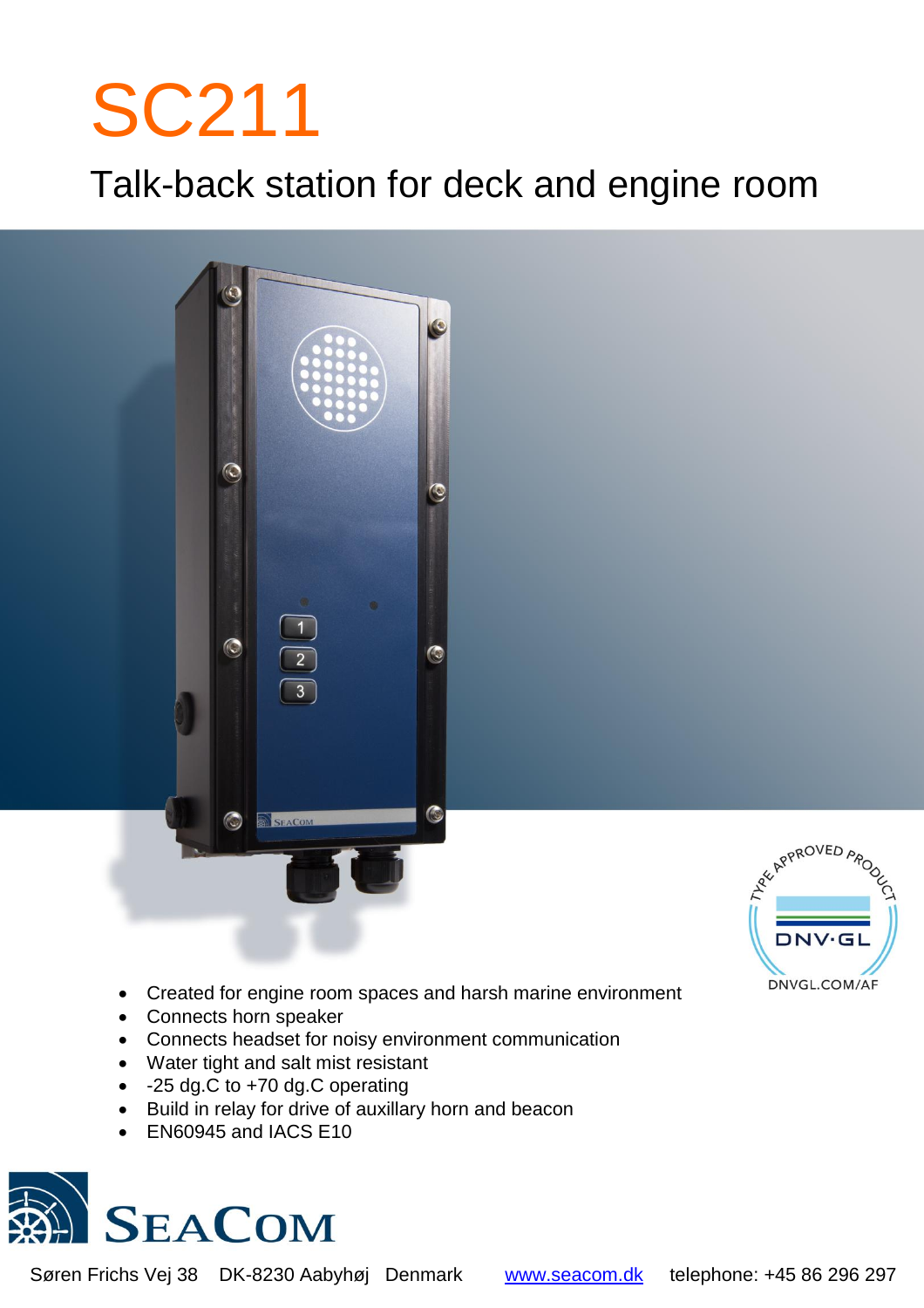# SC211

## Talk-back station for deck and engine room

- Created for engine room spaces and harsh marine environment
- Connects horn speaker
- Connects headset for noisy environment communication
- Water tight and salt mist resistant
- -25 dg.C to +70 dg.C operating
- Build in relay for drive of auxillary horn and beacon
- EN60945 and IACS E10

TYPE APPROVED PRODUCT
DNV·GL
DNVGL.COM/AF

SEACOM

Søren Frichs Vej 38 DK-8230 Aabyhøj Denmark www.seacom.dk telephone: +45 86 296 297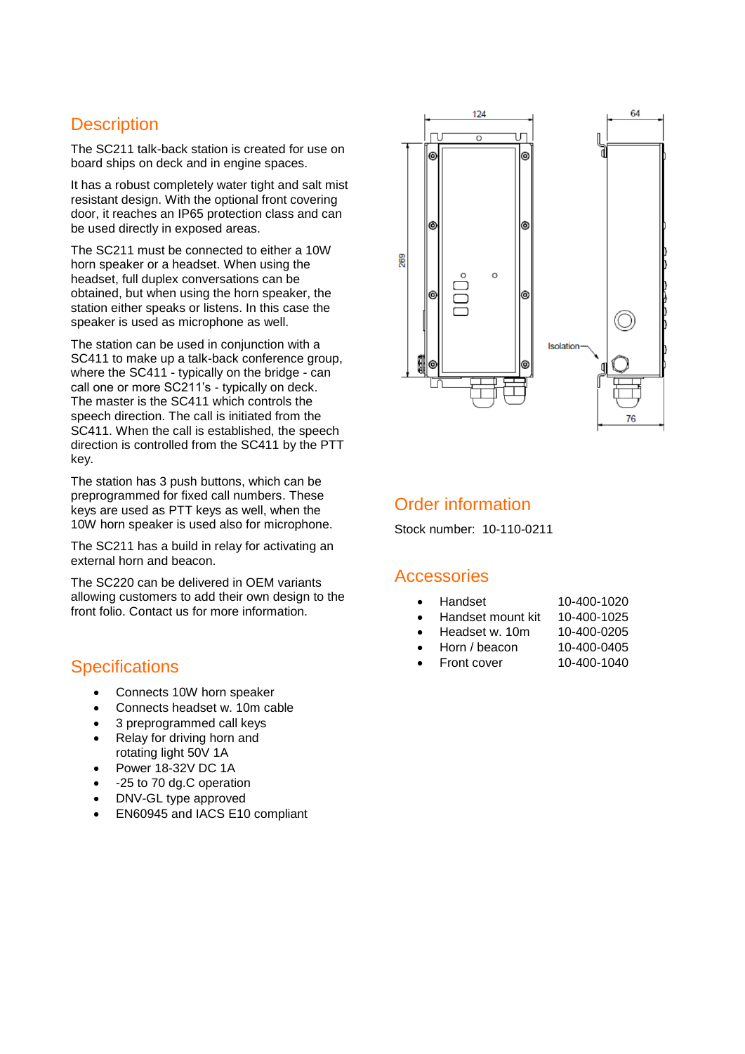## Description

The SC211 talk-back station is created for use on board ships on deck and in engine spaces.

It has a robust completely water tight and salt mist resistant design. With the optional front covering door, it reaches an IP65 protection class and can be used directly in exposed areas.

The SC211 must be connected to either a 10W horn speaker or a headset. When using the headset, full duplex conversations can be obtained, but when using the horn speaker, the station either speaks or listens. In this case the speaker is used as microphone as well.

The station can be used in conjunction with a SC411 to make up a talk-back conference group, where the SC411 - typically on the bridge - can call one or more SC211's - typically on deck. The master is the SC411 which controls the speech direction. The call is initiated from the SC411. When the call is established, the speech direction is controlled from the SC411 by the PTT key.

The station has 3 push buttons, which can be preprogrammed for fixed call numbers. These keys are used as PTT keys as well, when the 10W horn speaker is used also for microphone.

The SC211 has a build in relay for activating an external horn and beacon.

The SC220 can be delivered in OEM variants allowing customers to add their own design to the front folio. Contact us for more information.

## Specifications

- Connects 10W horn speaker
- Connects headset w. 10m cable
- 3 preprogrammed call keys
- Relay for driving horn and rotating light 50V 1A
- Power 18-32V DC 1A
- -25 to 70 dg.C operation
- DNV-GL type approved
- EN60945 and IACS E10 compliant

124

64

269

Isolation

76

## Order information

Stock number: 10-110-0211

## Accessories

- Handset 10-400-1020
- Handset mount kit 10-400-1025
- Headset w. 10m 10-400-0205
- Horn / beacon 10-400-0405
- Front cover 10-400-1040